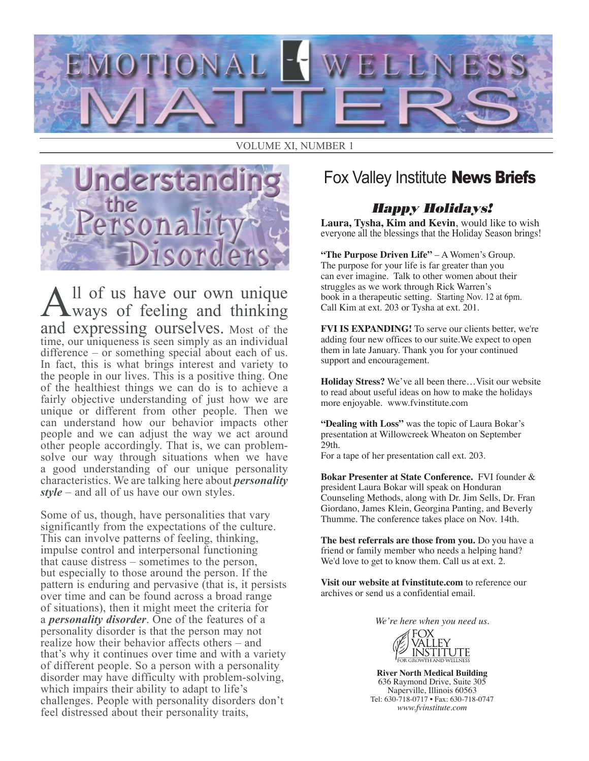# Emotional Wellness Matters

VOLUME XI, NUMBER 1

## Understanding the Personality Disorders

All of us have our own unique ways of feeling and thinking and expressing ourselves. Most of the time, our uniqueness is seen simply as an individual difference – or something special about each of us. In fact, this is what brings interest and variety to the people in our lives. This is a positive thing. One of the healthiest things we can do is to achieve a fairly objective understanding of just how we are unique or different from other people. Then we can understand how our behavior impacts other people and we can adjust the way we act around other people accordingly. That is, we can problem-solve our way through situations when we have a good understanding of our unique personality characteristics. We are talking here about ***personality style*** – and all of us have our own styles.

Some of us, though, have personalities that vary significantly from the expectations of the culture. This can involve patterns of feeling, thinking, impulse control and interpersonal functioning that cause distress – sometimes to the person, but especially to those around the person. If the pattern is enduring and pervasive (that is, it persists over time and can be found across a broad range of situations), then it might meet the criteria for a ***personality disorder***. One of the features of a personality disorder is that the person may not realize how their behavior affects others – and that's why it continues over time and with a variety of different people. So a person with a personality disorder may have difficulty with problem-solving, which impairs their ability to adapt to life's challenges. People with personality disorders don't feel distressed about their personality traits,

## Fox Valley Institute **News Briefs**

### *Happy Holidays!*

**Laura, Tysha, Kim and Kevin**, would like to wish everyone all the blessings that the Holiday Season brings!

**"The Purpose Driven Life"** – A Women's Group. The purpose for your life is far greater than you can ever imagine. Talk to other women about their struggles as we work through Rick Warren's book in a therapeutic setting. Starting Nov. 12 at 6pm. Call Kim at ext. 203 or Tysha at ext. 201.

**FVI IS EXPANDING!** To serve our clients better, we're adding four new offices to our suite.We expect to open them in late January. Thank you for your continued support and encouragement.

**Holiday Stress?** We've all been there…Visit our website to read about useful ideas on how to make the holidays more enjoyable. www.fvinstitute.com

**"Dealing with Loss"** was the topic of Laura Bokar's presentation at Willowcreek Wheaton on September 29th.
For a tape of her presentation call ext. 203.

**Bokar Presenter at State Conference.** FVI founder & president Laura Bokar will speak on Honduran Counseling Methods, along with Dr. Jim Sells, Dr. Fran Giordano, James Klein, Georgina Panting, and Beverly Thumme. The conference takes place on Nov. 14th.

**The best referrals are those from you.** Do you have a friend or family member who needs a helping hand? We'd love to get to know them. Call us at ext. 2.

**Visit our website at fvinstitute.com** to reference our archives or send us a confidential email.

*We're here when you need us.*

FOX VALLEY INSTITUTE
FOR GROWTH AND WELLNESS

**River North Medical Building**
636 Raymond Drive, Suite 305
Naperville, Illinois 60563
Tel: 630-718-0717 • Fax: 630-718-0747
*www.fvinstitute.com*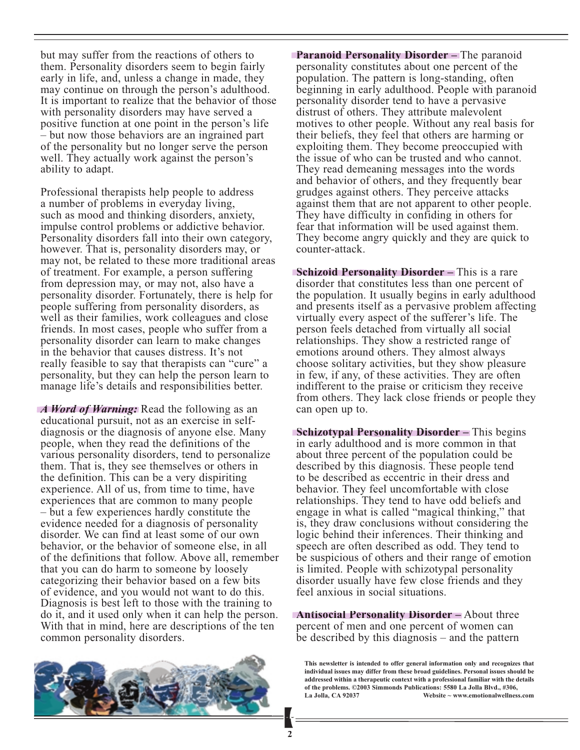but may suffer from the reactions of others to them. Personality disorders seem to begin fairly early in life, and, unless a change in made, they may continue on through the person's adulthood. It is important to realize that the behavior of those with personality disorders may have served a positive function at one point in the person's life – but now those behaviors are an ingrained part of the personality but no longer serve the person well. They actually work against the person's ability to adapt.

Professional therapists help people to address a number of problems in everyday living, such as mood and thinking disorders, anxiety, impulse control problems or addictive behavior. Personality disorders fall into their own category, however. That is, personality disorders may, or may not, be related to these more traditional areas of treatment. For example, a person suffering from depression may, or may not, also have a personality disorder. Fortunately, there is help for people suffering from personality disorders, as well as their families, work colleagues and close friends. In most cases, people who suffer from a personality disorder can learn to make changes in the behavior that causes distress. It's not really feasible to say that therapists can "cure" a personality, but they can help the person learn to manage life's details and responsibilities better.

***A Word of Warning:*** Read the following as an educational pursuit, not as an exercise in self-diagnosis or the diagnosis of anyone else. Many people, when they read the definitions of the various personality disorders, tend to personalize them. That is, they see themselves or others in the definition. This can be a very dispiriting experience. All of us, from time to time, have experiences that are common to many people – but a few experiences hardly constitute the evidence needed for a diagnosis of personality disorder. We can find at least some of our own behavior, or the behavior of someone else, in all of the definitions that follow. Above all, remember that you can do harm to someone by loosely categorizing their behavior based on a few bits of evidence, and you would not want to do this. Diagnosis is best left to those with the training to do it, and it used only when it can help the person. With that in mind, here are descriptions of the ten common personality disorders.

**Paranoid Personality Disorder –** The paranoid personality constitutes about one percent of the population. The pattern is long-standing, often beginning in early adulthood. People with paranoid personality disorder tend to have a pervasive distrust of others. They attribute malevolent motives to other people. Without any real basis for their beliefs, they feel that others are harming or exploiting them. They become preoccupied with the issue of who can be trusted and who cannot. They read demeaning messages into the words and behavior of others, and they frequently bear grudges against others. They perceive attacks against them that are not apparent to other people. They have difficulty in confiding in others for fear that information will be used against them. They become angry quickly and they are quick to counter-attack.

**Schizoid Personality Disorder –** This is a rare disorder that constitutes less than one percent of the population. It usually begins in early adulthood and presents itself as a pervasive problem affecting virtually every aspect of the sufferer's life. The person feels detached from virtually all social relationships. They show a restricted range of emotions around others. They almost always choose solitary activities, but they show pleasure in few, if any, of these activities. They are often indifferent to the praise or criticism they receive from others. They lack close friends or people they can open up to.

**Schizotypal Personality Disorder –** This begins in early adulthood and is more common in that about three percent of the population could be described by this diagnosis. These people tend to be described as eccentric in their dress and behavior. They feel uncomfortable with close relationships. They tend to have odd beliefs and engage in what is called "magical thinking," that is, they draw conclusions without considering the logic behind their inferences. Their thinking and speech are often described as odd. They tend to be suspicious of others and their range of emotion is limited. People with schizotypal personality disorder usually have few close friends and they feel anxious in social situations.

**Antisocial Personality Disorder –** About three percent of men and one percent of women can be described by this diagnosis – and the pattern

**This newsletter is intended to offer general information only and recognizes that individual issues may differ from these broad guidelines. Personal issues should be addressed within a therapeutic context with a professional familiar with the details of the problems. ©2003 Simmonds Publications: 5580 La Jolla Blvd., #306, La Jolla, CA 92037 Website ~ www.emotionalwellness.com**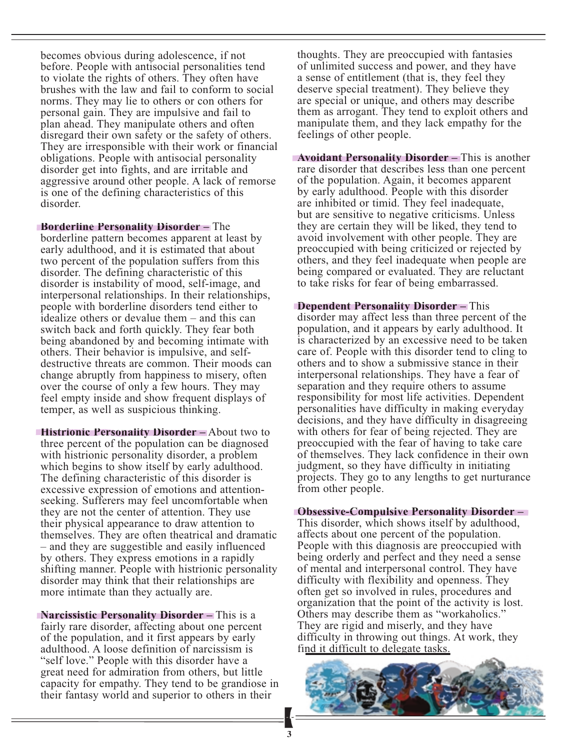becomes obvious during adolescence, if not before. People with antisocial personalities tend to violate the rights of others. They often have brushes with the law and fail to conform to social norms. They may lie to others or con others for personal gain. They are impulsive and fail to plan ahead. They manipulate others and often disregard their own safety or the safety of others. They are irresponsible with their work or financial obligations. People with antisocial personality disorder get into fights, and are irritable and aggressive around other people. A lack of remorse is one of the defining characteristics of this disorder.

**Borderline Personality Disorder –** The borderline pattern becomes apparent at least by early adulthood, and it is estimated that about two percent of the population suffers from this disorder. The defining characteristic of this disorder is instability of mood, self-image, and interpersonal relationships. In their relationships, people with borderline disorders tend either to idealize others or devalue them – and this can switch back and forth quickly. They fear both being abandoned by and becoming intimate with others. Their behavior is impulsive, and self-destructive threats are common. Their moods can change abruptly from happiness to misery, often over the course of only a few hours. They may feel empty inside and show frequent displays of temper, as well as suspicious thinking.

**Histrionic Personality Disorder –** About two to three percent of the population can be diagnosed with histrionic personality disorder, a problem which begins to show itself by early adulthood. The defining characteristic of this disorder is excessive expression of emotions and attention-seeking. Sufferers may feel uncomfortable when they are not the center of attention. They use their physical appearance to draw attention to themselves. They are often theatrical and dramatic – and they are suggestible and easily influenced by others. They express emotions in a rapidly shifting manner. People with histrionic personality disorder may think that their relationships are more intimate than they actually are.

**Narcissistic Personality Disorder –** This is a fairly rare disorder, affecting about one percent of the population, and it first appears by early adulthood. A loose definition of narcissism is "self love." People with this disorder have a great need for admiration from others, but little capacity for empathy. They tend to be grandiose in their fantasy world and superior to others in their thoughts. They are preoccupied with fantasies of unlimited success and power, and they have a sense of entitlement (that is, they feel they deserve special treatment). They believe they are special or unique, and others may describe them as arrogant. They tend to exploit others and manipulate them, and they lack empathy for the feelings of other people.

**Avoidant Personality Disorder –** This is another rare disorder that describes less than one percent of the population. Again, it becomes apparent by early adulthood. People with this disorder are inhibited or timid. They feel inadequate, but are sensitive to negative criticisms. Unless they are certain they will be liked, they tend to avoid involvement with other people. They are preoccupied with being criticized or rejected by others, and they feel inadequate when people are being compared or evaluated. They are reluctant to take risks for fear of being embarrassed.

**Dependent Personality Disorder –** This disorder may affect less than three percent of the population, and it appears by early adulthood. It is characterized by an excessive need to be taken care of. People with this disorder tend to cling to others and to show a submissive stance in their interpersonal relationships. They have a fear of separation and they require others to assume responsibility for most life activities. Dependent personalities have difficulty in making everyday decisions, and they have difficulty in disagreeing with others for fear of being rejected. They are preoccupied with the fear of having to take care of themselves. They lack confidence in their own judgment, so they have difficulty in initiating projects. They go to any lengths to get nurturance from other people.

**Obsessive-Compulsive Personality Disorder –** This disorder, which shows itself by adulthood, affects about one percent of the population. People with this diagnosis are preoccupied with being orderly and perfect and they need a sense of mental and interpersonal control. They have difficulty with flexibility and openness. They often get so involved in rules, procedures and organization that the point of the activity is lost. Others may describe them as "workaholics." They are rigid and miserly, and they have difficulty in throwing out things. At work, they find it difficult to delegate tasks.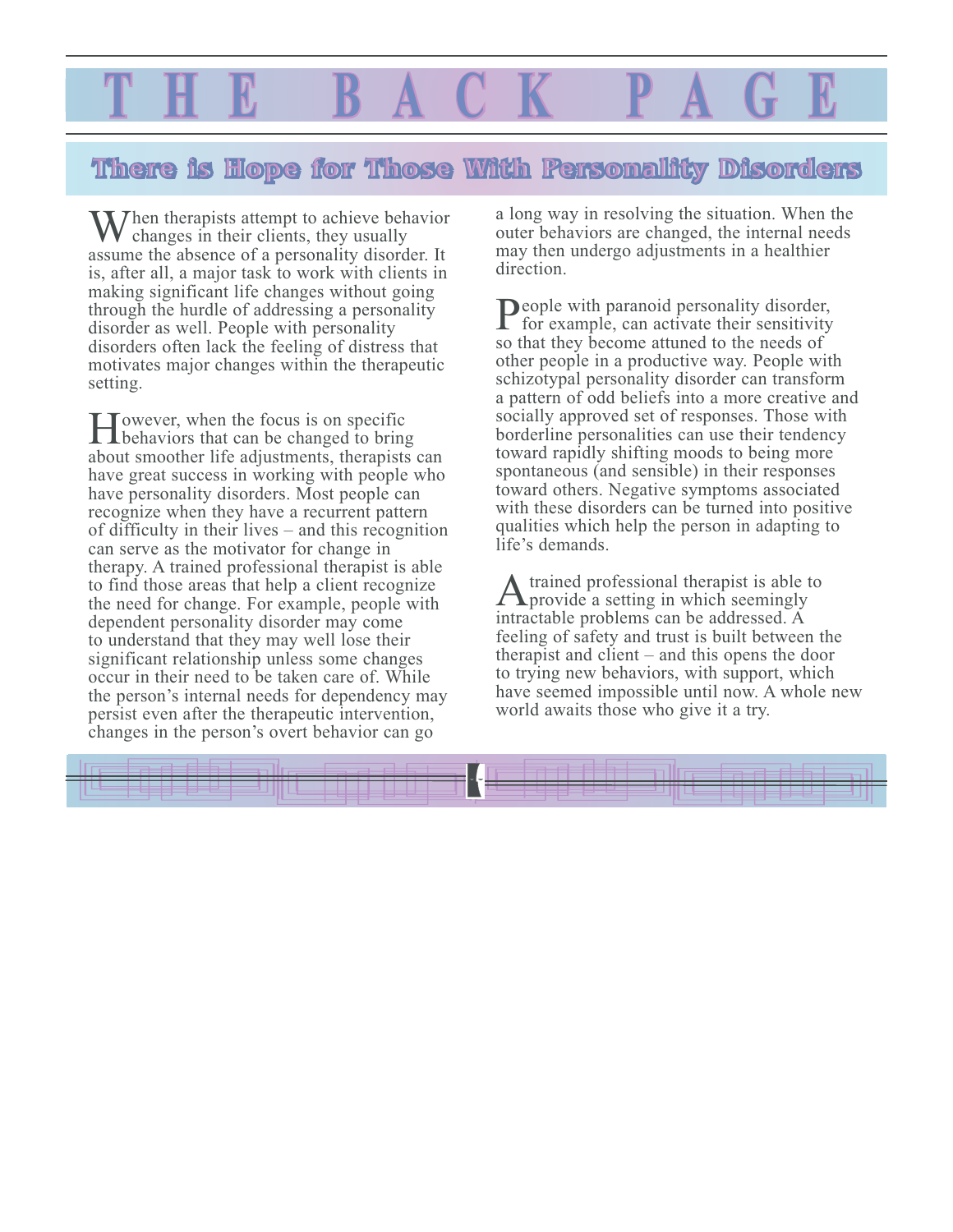# THE BACK PAGE

## There is Hope for Those With Personality Disorders

When therapists attempt to achieve behavior changes in their clients, they usually assume the absence of a personality disorder. It is, after all, a major task to work with clients in making significant life changes without going through the hurdle of addressing a personality disorder as well. People with personality disorders often lack the feeling of distress that motivates major changes within the therapeutic setting.

However, when the focus is on specific behaviors that can be changed to bring about smoother life adjustments, therapists can have great success in working with people who have personality disorders. Most people can recognize when they have a recurrent pattern of difficulty in their lives – and this recognition can serve as the motivator for change in therapy. A trained professional therapist is able to find those areas that help a client recognize the need for change. For example, people with dependent personality disorder may come to understand that they may well lose their significant relationship unless some changes occur in their need to be taken care of. While the person's internal needs for dependency may persist even after the therapeutic intervention, changes in the person's overt behavior can go a long way in resolving the situation. When the outer behaviors are changed, the internal needs may then undergo adjustments in a healthier direction.

People with paranoid personality disorder, for example, can activate their sensitivity so that they become attuned to the needs of other people in a productive way. People with schizotypal personality disorder can transform a pattern of odd beliefs into a more creative and socially approved set of responses. Those with borderline personalities can use their tendency toward rapidly shifting moods to being more spontaneous (and sensible) in their responses toward others. Negative symptoms associated with these disorders can be turned into positive qualities which help the person in adapting to life's demands.

A trained professional therapist is able to provide a setting in which seemingly intractable problems can be addressed. A feeling of safety and trust is built between the therapist and client – and this opens the door to trying new behaviors, with support, which have seemed impossible until now. A whole new world awaits those who give it a try.